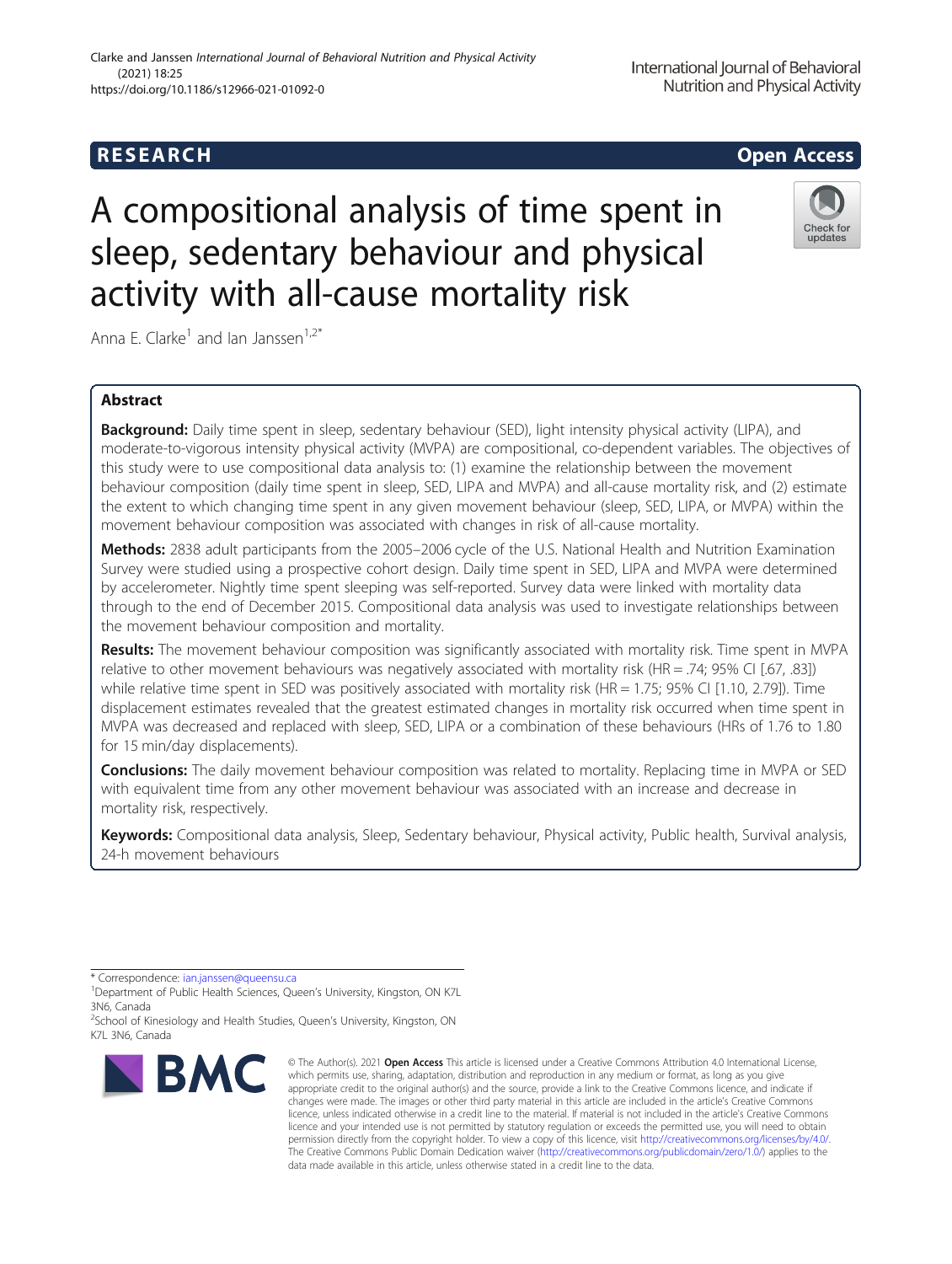RESEARCH

Open Access

# A compositional analysis of time spent in sleep, sedentary behaviour and physical activity with all-cause mortality risk

Anna E. Clarke[1] and Ian Janssen[1,2*]

## Abstract

**Background:** Daily time spent in sleep, sedentary behaviour (SED), light intensity physical activity (LIPA), and moderate-to-vigorous intensity physical activity (MVPA) are compositional, co-dependent variables. The objectives of this study were to use compositional data analysis to: (1) examine the relationship between the movement behaviour composition (daily time spent in sleep, SED, LIPA and MVPA) and all-cause mortality risk, and (2) estimate the extent to which changing time spent in any given movement behaviour (sleep, SED, LIPA, or MVPA) within the movement behaviour composition was associated with changes in risk of all-cause mortality.

**Methods:** 2838 adult participants from the 2005–2006 cycle of the U.S. National Health and Nutrition Examination Survey were studied using a prospective cohort design. Daily time spent in SED, LIPA and MVPA were determined by accelerometer. Nightly time spent sleeping was self-reported. Survey data were linked with mortality data through to the end of December 2015. Compositional data analysis was used to investigate relationships between the movement behaviour composition and mortality.

**Results:** The movement behaviour composition was significantly associated with mortality risk. Time spent in MVPA relative to other movement behaviours was negatively associated with mortality risk (HR = .74; 95% CI [.67, .83]) while relative time spent in SED was positively associated with mortality risk (HR = 1.75; 95% CI [1.10, 2.79]). Time displacement estimates revealed that the greatest estimated changes in mortality risk occurred when time spent in MVPA was decreased and replaced with sleep, SED, LIPA or a combination of these behaviours (HRs of 1.76 to 1.80 for 15 min/day displacements).

**Conclusions:** The daily movement behaviour composition was related to mortality. Replacing time in MVPA or SED with equivalent time from any other movement behaviour was associated with an increase and decrease in mortality risk, respectively.

**Keywords:** Compositional data analysis, Sleep, Sedentary behaviour, Physical activity, Public health, Survival analysis, 24-h movement behaviours

---

\* Correspondence: ian.janssen@queensu.ca
[1]Department of Public Health Sciences, Queen's University, Kingston, ON K7L 3N6, Canada
[2]School of Kinesiology and Health Studies, Queen's University, Kingston, ON K7L 3N6, Canada

© The Author(s). 2021 **Open Access** This article is licensed under a Creative Commons Attribution 4.0 International License, which permits use, sharing, adaptation, distribution and reproduction in any medium or format, as long as you give appropriate credit to the original author(s) and the source, provide a link to the Creative Commons licence, and indicate if changes were made. The images or other third party material in this article are included in the article's Creative Commons licence, unless indicated otherwise in a credit line to the material. If material is not included in the article's Creative Commons licence and your intended use is not permitted by statutory regulation or exceeds the permitted use, you will need to obtain permission directly from the copyright holder. To view a copy of this licence, visit http://creativecommons.org/licenses/by/4.0/. The Creative Commons Public Domain Dedication waiver (http://creativecommons.org/publicdomain/zero/1.0/) applies to the data made available in this article, unless otherwise stated in a credit line to the data.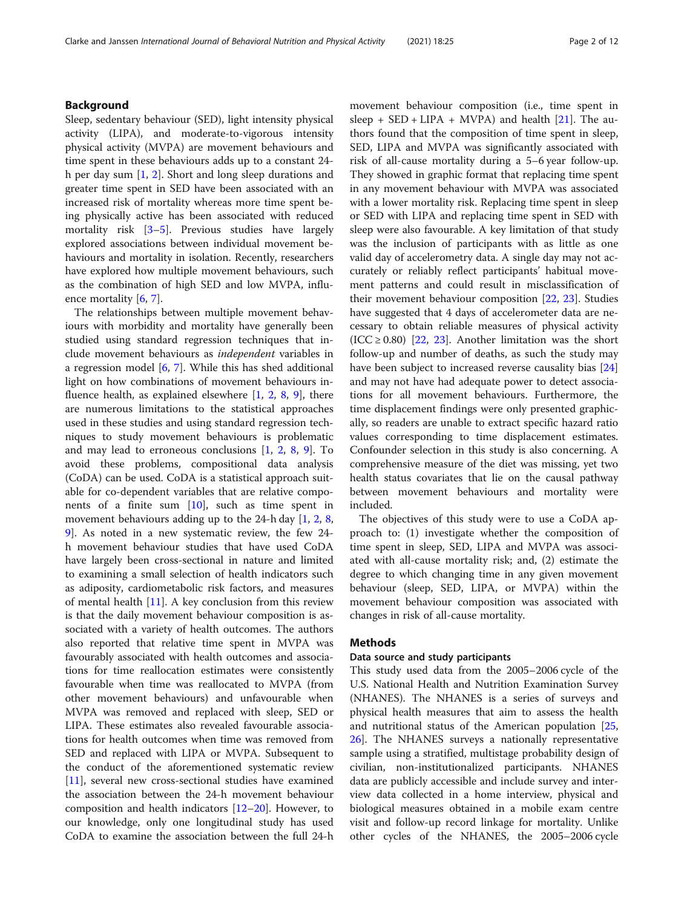## Background

Sleep, sedentary behaviour (SED), light intensity physical activity (LIPA), and moderate-to-vigorous intensity physical activity (MVPA) are movement behaviours and time spent in these behaviours adds up to a constant 24-h per day sum [1, 2]. Short and long sleep durations and greater time spent in SED have been associated with an increased risk of mortality whereas more time spent being physically active has been associated with reduced mortality risk [3–5]. Previous studies have largely explored associations between individual movement behaviours and mortality in isolation. Recently, researchers have explored how multiple movement behaviours, such as the combination of high SED and low MVPA, influence mortality [6, 7].

The relationships between multiple movement behaviours with morbidity and mortality have generally been studied using standard regression techniques that include movement behaviours as *independent* variables in a regression model [6, 7]. While this has shed additional light on how combinations of movement behaviours influence health, as explained elsewhere [1, 2, 8, 9], there are numerous limitations to the statistical approaches used in these studies and using standard regression techniques to study movement behaviours is problematic and may lead to erroneous conclusions [1, 2, 8, 9]. To avoid these problems, compositional data analysis (CoDA) can be used. CoDA is a statistical approach suitable for co-dependent variables that are relative components of a finite sum [10], such as time spent in movement behaviours adding up to the 24-h day [1, 2, 8, 9]. As noted in a new systematic review, the few 24-h movement behaviour studies that have used CoDA have largely been cross-sectional in nature and limited to examining a small selection of health indicators such as adiposity, cardiometabolic risk factors, and measures of mental health [11]. A key conclusion from this review is that the daily movement behaviour composition is associated with a variety of health outcomes. The authors also reported that relative time spent in MVPA was favourably associated with health outcomes and associations for time reallocation estimates were consistently favourable when time was reallocated to MVPA (from other movement behaviours) and unfavourable when MVPA was removed and replaced with sleep, SED or LIPA. These estimates also revealed favourable associations for health outcomes when time was removed from SED and replaced with LIPA or MVPA. Subsequent to the conduct of the aforementioned systematic review [11], several new cross-sectional studies have examined the association between the 24-h movement behaviour composition and health indicators [12–20]. However, to our knowledge, only one longitudinal study has used CoDA to examine the association between the full 24-h movement behaviour composition (i.e., time spent in sleep + SED + LIPA + MVPA) and health [21]. The authors found that the composition of time spent in sleep, SED, LIPA and MVPA was significantly associated with risk of all-cause mortality during a 5–6 year follow-up. They showed in graphic format that replacing time spent in any movement behaviour with MVPA was associated with a lower mortality risk. Replacing time spent in sleep or SED with LIPA and replacing time spent in SED with sleep were also favourable. A key limitation of that study was the inclusion of participants with as little as one valid day of accelerometry data. A single day may not accurately or reliably reflect participants' habitual movement patterns and could result in misclassification of their movement behaviour composition [22, 23]. Studies have suggested that 4 days of accelerometer data are necessary to obtain reliable measures of physical activity (ICC ≥ 0.80) [22, 23]. Another limitation was the short follow-up and number of deaths, as such the study may have been subject to increased reverse causality bias [24] and may not have had adequate power to detect associations for all movement behaviours. Furthermore, the time displacement findings were only presented graphically, so readers are unable to extract specific hazard ratio values corresponding to time displacement estimates. Confounder selection in this study is also concerning. A comprehensive measure of the diet was missing, yet two health status covariates that lie on the causal pathway between movement behaviours and mortality were included.

The objectives of this study were to use a CoDA approach to: (1) investigate whether the composition of time spent in sleep, SED, LIPA and MVPA was associated with all-cause mortality risk; and, (2) estimate the degree to which changing time in any given movement behaviour (sleep, SED, LIPA, or MVPA) within the movement behaviour composition was associated with changes in risk of all-cause mortality.

## Methods

### Data source and study participants

This study used data from the 2005–2006 cycle of the U.S. National Health and Nutrition Examination Survey (NHANES). The NHANES is a series of surveys and physical health measures that aim to assess the health and nutritional status of the American population [25, 26]. The NHANES surveys a nationally representative sample using a stratified, multistage probability design of civilian, non-institutionalized participants. NHANES data are publicly accessible and include survey and interview data collected in a home interview, physical and biological measures obtained in a mobile exam centre visit and follow-up record linkage for mortality. Unlike other cycles of the NHANES, the 2005–2006 cycle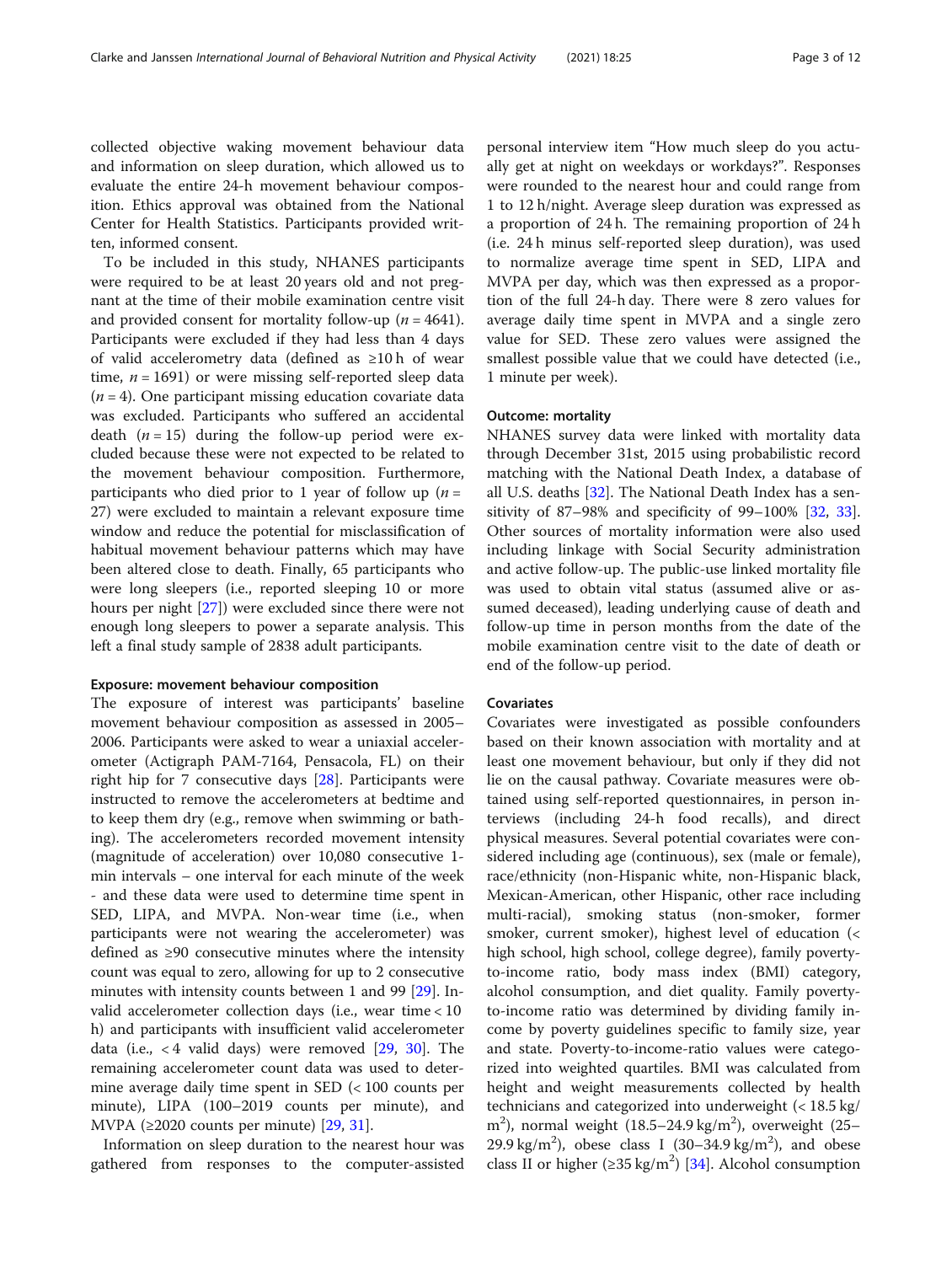collected objective waking movement behaviour data and information on sleep duration, which allowed us to evaluate the entire 24-h movement behaviour composition. Ethics approval was obtained from the National Center for Health Statistics. Participants provided written, informed consent.

To be included in this study, NHANES participants were required to be at least 20 years old and not pregnant at the time of their mobile examination centre visit and provided consent for mortality follow-up ($n = 4641$). Participants were excluded if they had less than 4 days of valid accelerometry data (defined as ≥10 h of wear time, $n = 1691$) or were missing self-reported sleep data ($n = 4$). One participant missing education covariate data was excluded. Participants who suffered an accidental death ($n = 15$) during the follow-up period were excluded because these were not expected to be related to the movement behaviour composition. Furthermore, participants who died prior to 1 year of follow up ($n = 27$) were excluded to maintain a relevant exposure time window and reduce the potential for misclassification of habitual movement behaviour patterns which may have been altered close to death. Finally, 65 participants who were long sleepers (i.e., reported sleeping 10 or more hours per night [27]) were excluded since there were not enough long sleepers to power a separate analysis. This left a final study sample of 2838 adult participants.

### Exposure: movement behaviour composition

The exposure of interest was participants' baseline movement behaviour composition as assessed in 2005–2006. Participants were asked to wear a uniaxial accelerometer (Actigraph PAM-7164, Pensacola, FL) on their right hip for 7 consecutive days [28]. Participants were instructed to remove the accelerometers at bedtime and to keep them dry (e.g., remove when swimming or bathing). The accelerometers recorded movement intensity (magnitude of acceleration) over 10,080 consecutive 1-min intervals – one interval for each minute of the week - and these data were used to determine time spent in SED, LIPA, and MVPA. Non-wear time (i.e., when participants were not wearing the accelerometer) was defined as ≥90 consecutive minutes where the intensity count was equal to zero, allowing for up to 2 consecutive minutes with intensity counts between 1 and 99 [29]. Invalid accelerometer collection days (i.e., wear time < 10 h) and participants with insufficient valid accelerometer data (i.e., < 4 valid days) were removed [29, 30]. The remaining accelerometer count data was used to determine average daily time spent in SED (< 100 counts per minute), LIPA (100–2019 counts per minute), and MVPA (≥2020 counts per minute) [29, 31].

Information on sleep duration to the nearest hour was gathered from responses to the computer-assisted personal interview item "How much sleep do you actually get at night on weekdays or workdays?". Responses were rounded to the nearest hour and could range from 1 to 12 h/night. Average sleep duration was expressed as a proportion of 24 h. The remaining proportion of 24 h (i.e. 24 h minus self-reported sleep duration), was used to normalize average time spent in SED, LIPA and MVPA per day, which was then expressed as a proportion of the full 24-h day. There were 8 zero values for average daily time spent in MVPA and a single zero value for SED. These zero values were assigned the smallest possible value that we could have detected (i.e., 1 minute per week).

### Outcome: mortality

NHANES survey data were linked with mortality data through December 31st, 2015 using probabilistic record matching with the National Death Index, a database of all U.S. deaths [32]. The National Death Index has a sensitivity of 87–98% and specificity of 99–100% [32, 33]. Other sources of mortality information were also used including linkage with Social Security administration and active follow-up. The public-use linked mortality file was used to obtain vital status (assumed alive or assumed deceased), leading underlying cause of death and follow-up time in person months from the date of the mobile examination centre visit to the date of death or end of the follow-up period.

### Covariates

Covariates were investigated as possible confounders based on their known association with mortality and at least one movement behaviour, but only if they did not lie on the causal pathway. Covariate measures were obtained using self-reported questionnaires, in person interviews (including 24-h food recalls), and direct physical measures. Several potential covariates were considered including age (continuous), sex (male or female), race/ethnicity (non-Hispanic white, non-Hispanic black, Mexican-American, other Hispanic, other race including multi-racial), smoking status (non-smoker, former smoker, current smoker), highest level of education (< high school, high school, college degree), family poverty-to-income ratio, body mass index (BMI) category, alcohol consumption, and diet quality. Family poverty-to-income ratio was determined by dividing family income by poverty guidelines specific to family size, year and state. Poverty-to-income-ratio values were categorized into weighted quartiles. BMI was calculated from height and weight measurements collected by health technicians and categorized into underweight (< 18.5 kg/m$^2$), normal weight (18.5–24.9 kg/m$^2$), overweight (25–29.9 kg/m$^2$), obese class I (30–34.9 kg/m$^2$), and obese class II or higher (≥35 kg/m$^2$) [34]. Alcohol consumption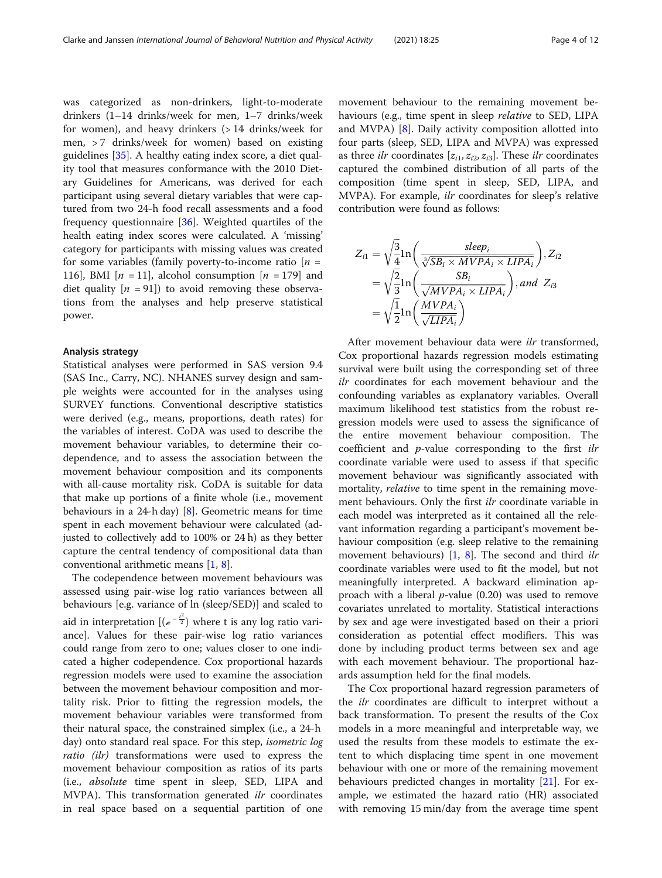was categorized as non-drinkers, light-to-moderate drinkers (1–14 drinks/week for men, 1–7 drinks/week for women), and heavy drinkers (> 14 drinks/week for men, > 7 drinks/week for women) based on existing guidelines [35]. A healthy eating index score, a diet quality tool that measures conformance with the 2010 Dietary Guidelines for Americans, was derived for each participant using several dietary variables that were captured from two 24-h food recall assessments and a food frequency questionnaire [36]. Weighted quartiles of the health eating index scores were calculated. A 'missing' category for participants with missing values was created for some variables (family poverty-to-income ratio [$n$ = 116], BMI [$n$ = 11], alcohol consumption [$n$ = 179] and diet quality [$n$ = 91]) to avoid removing these observations from the analyses and help preserve statistical power.

### Analysis strategy

Statistical analyses were performed in SAS version 9.4 (SAS Inc., Carry, NC). NHANES survey design and sample weights were accounted for in the analyses using SURVEY functions. Conventional descriptive statistics were derived (e.g., means, proportions, death rates) for the variables of interest. CoDA was used to describe the movement behaviour variables, to determine their codependence, and to assess the association between the movement behaviour composition and its components with all-cause mortality risk. CoDA is suitable for data that make up portions of a finite whole (i.e., movement behaviours in a 24-h day) [8]. Geometric means for time spent in each movement behaviour were calculated (adjusted to collectively add to 100% or 24 h) as they better capture the central tendency of compositional data than conventional arithmetic means [1, 8].

The codependence between movement behaviours was assessed using pair-wise log ratio variances between all behaviours [e.g. variance of ln (sleep/SED)] and scaled to aid in interpretation [($e^{-\frac{t^2}{2}}$) where t is any log ratio variance]. Values for these pair-wise log ratio variances could range from zero to one; values closer to one indicated a higher codependence. Cox proportional hazards regression models were used to examine the association between the movement behaviour composition and mortality risk. Prior to fitting the regression models, the movement behaviour variables were transformed from their natural space, the constrained simplex (i.e., a 24-h day) onto standard real space. For this step, *isometric log ratio (ilr)* transformations were used to express the movement behaviour composition as ratios of its parts (i.e., *absolute* time spent in sleep, SED, LIPA and MVPA). This transformation generated *ilr* coordinates in real space based on a sequential partition of one movement behaviour to the remaining movement behaviours (e.g., time spent in sleep *relative* to SED, LIPA and MVPA) [8]. Daily activity composition allotted into four parts (sleep, SED, LIPA and MVPA) was expressed as three *ilr* coordinates [$z_{i1}, z_{i2}, z_{i3}$]. These *ilr* coordinates captured the combined distribution of all parts of the composition (time spent in sleep, SED, LIPA, and MVPA). For example, *ilr* coordinates for sleep's relative contribution were found as follows:

$$Z_{i1} = \sqrt{\frac{3}{4}}\ln\left(\frac{sleep_i}{\sqrt[3]{SB_i \times MVPA_i \times LIPA_i}}\right), Z_{i2} = \sqrt{\frac{2}{3}}\ln\left(\frac{SB_i}{\sqrt{MVPA_i \times LIPA_i}}\right), and\ Z_{i3} = \sqrt{\frac{1}{2}}\ln\left(\frac{MVPA_i}{\sqrt{LIPA_i}}\right)$$

After movement behaviour data were *ilr* transformed, Cox proportional hazards regression models estimating survival were built using the corresponding set of three *ilr* coordinates for each movement behaviour and the confounding variables as explanatory variables. Overall maximum likelihood test statistics from the robust regression models were used to assess the significance of the entire movement behaviour composition. The coefficient and $p$-value corresponding to the first *ilr* coordinate variable were used to assess if that specific movement behaviour was significantly associated with mortality, *relative* to time spent in the remaining movement behaviours. Only the first *ilr* coordinate variable in each model was interpreted as it contained all the relevant information regarding a participant's movement behaviour composition (e.g. sleep relative to the remaining movement behaviours) [1, 8]. The second and third *ilr* coordinate variables were used to fit the model, but not meaningfully interpreted. A backward elimination approach with a liberal $p$-value (0.20) was used to remove covariates unrelated to mortality. Statistical interactions by sex and age were investigated based on their a priori consideration as potential effect modifiers. This was done by including product terms between sex and age with each movement behaviour. The proportional hazards assumption held for the final models.

The Cox proportional hazard regression parameters of the *ilr* coordinates are difficult to interpret without a back transformation. To present the results of the Cox models in a more meaningful and interpretable way, we used the results from these models to estimate the extent to which displacing time spent in one movement behaviour with one or more of the remaining movement behaviours predicted changes in mortality [21]. For example, we estimated the hazard ratio (HR) associated with removing 15 min/day from the average time spent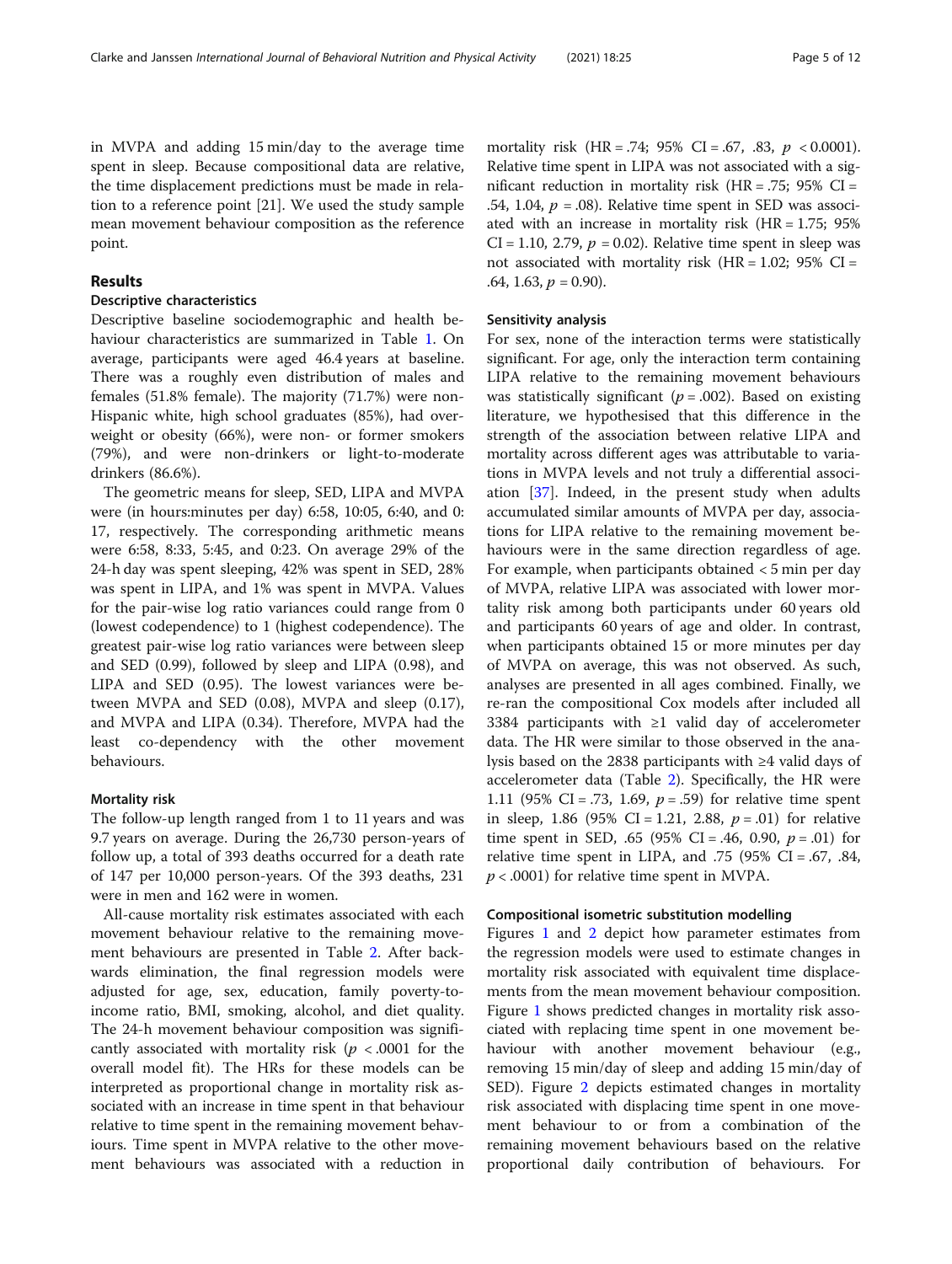in MVPA and adding 15 min/day to the average time spent in sleep. Because compositional data are relative, the time displacement predictions must be made in relation to a reference point [21]. We used the study sample mean movement behaviour composition as the reference point.

## Results

### Descriptive characteristics

Descriptive baseline sociodemographic and health behaviour characteristics are summarized in Table 1. On average, participants were aged 46.4 years at baseline. There was a roughly even distribution of males and females (51.8% female). The majority (71.7%) were non-Hispanic white, high school graduates (85%), had overweight or obesity (66%), were non- or former smokers (79%), and were non-drinkers or light-to-moderate drinkers (86.6%).

The geometric means for sleep, SED, LIPA and MVPA were (in hours:minutes per day) 6:58, 10:05, 6:40, and 0:17, respectively. The corresponding arithmetic means were 6:58, 8:33, 5:45, and 0:23. On average 29% of the 24-h day was spent sleeping, 42% was spent in SED, 28% was spent in LIPA, and 1% was spent in MVPA. Values for the pair-wise log ratio variances could range from 0 (lowest codependence) to 1 (highest codependence). The greatest pair-wise log ratio variances were between sleep and SED (0.99), followed by sleep and LIPA (0.98), and LIPA and SED (0.95). The lowest variances were between MVPA and SED (0.08), MVPA and sleep (0.17), and MVPA and LIPA (0.34). Therefore, MVPA had the least co-dependency with the other movement behaviours.

### Mortality risk

The follow-up length ranged from 1 to 11 years and was 9.7 years on average. During the 26,730 person-years of follow up, a total of 393 deaths occurred for a death rate of 147 per 10,000 person-years. Of the 393 deaths, 231 were in men and 162 were in women.

All-cause mortality risk estimates associated with each movement behaviour relative to the remaining movement behaviours are presented in Table 2. After backwards elimination, the final regression models were adjusted for age, sex, education, family poverty-to-income ratio, BMI, smoking, alcohol, and diet quality. The 24-h movement behaviour composition was significantly associated with mortality risk ($p < .0001$ for the overall model fit). The HRs for these models can be interpreted as proportional change in mortality risk associated with an increase in time spent in that behaviour relative to time spent in the remaining movement behaviours. Time spent in MVPA relative to the other movement behaviours was associated with a reduction in mortality risk (HR = .74; 95% CI = .67, .83, $p < 0.0001$). Relative time spent in LIPA was not associated with a significant reduction in mortality risk (HR = .75; 95% CI = .54, 1.04, $p = .08$). Relative time spent in SED was associated with an increase in mortality risk (HR = 1.75; 95% CI = 1.10, 2.79, $p = 0.02$). Relative time spent in sleep was not associated with mortality risk (HR = 1.02; 95% CI = .64, 1.63, $p = 0.90$).

### Sensitivity analysis

For sex, none of the interaction terms were statistically significant. For age, only the interaction term containing LIPA relative to the remaining movement behaviours was statistically significant ($p = .002$). Based on existing literature, we hypothesised that this difference in the strength of the association between relative LIPA and mortality across different ages was attributable to variations in MVPA levels and not truly a differential association [37]. Indeed, in the present study when adults accumulated similar amounts of MVPA per day, associations for LIPA relative to the remaining movement behaviours were in the same direction regardless of age. For example, when participants obtained < 5 min per day of MVPA, relative LIPA was associated with lower mortality risk among both participants under 60 years old and participants 60 years of age and older. In contrast, when participants obtained 15 or more minutes per day of MVPA on average, this was not observed. As such, analyses are presented in all ages combined. Finally, we re-ran the compositional Cox models after included all 3384 participants with ≥1 valid day of accelerometer data. The HR were similar to those observed in the analysis based on the 2838 participants with ≥4 valid days of accelerometer data (Table 2). Specifically, the HR were 1.11 (95% CI = .73, 1.69, $p = .59$) for relative time spent in sleep, 1.86 (95% CI = 1.21, 2.88, $p = .01$) for relative time spent in SED, .65 (95% CI = .46, 0.90, $p = .01$) for relative time spent in LIPA, and .75 (95% CI = .67, .84, $p < .0001$) for relative time spent in MVPA.

### Compositional isometric substitution modelling

Figures 1 and 2 depict how parameter estimates from the regression models were used to estimate changes in mortality risk associated with equivalent time displacements from the mean movement behaviour composition. Figure 1 shows predicted changes in mortality risk associated with replacing time spent in one movement behaviour with another movement behaviour (e.g., removing 15 min/day of sleep and adding 15 min/day of SED). Figure 2 depicts estimated changes in mortality risk associated with displacing time spent in one movement behaviour to or from a combination of the remaining movement behaviours based on the relative proportional daily contribution of behaviours. For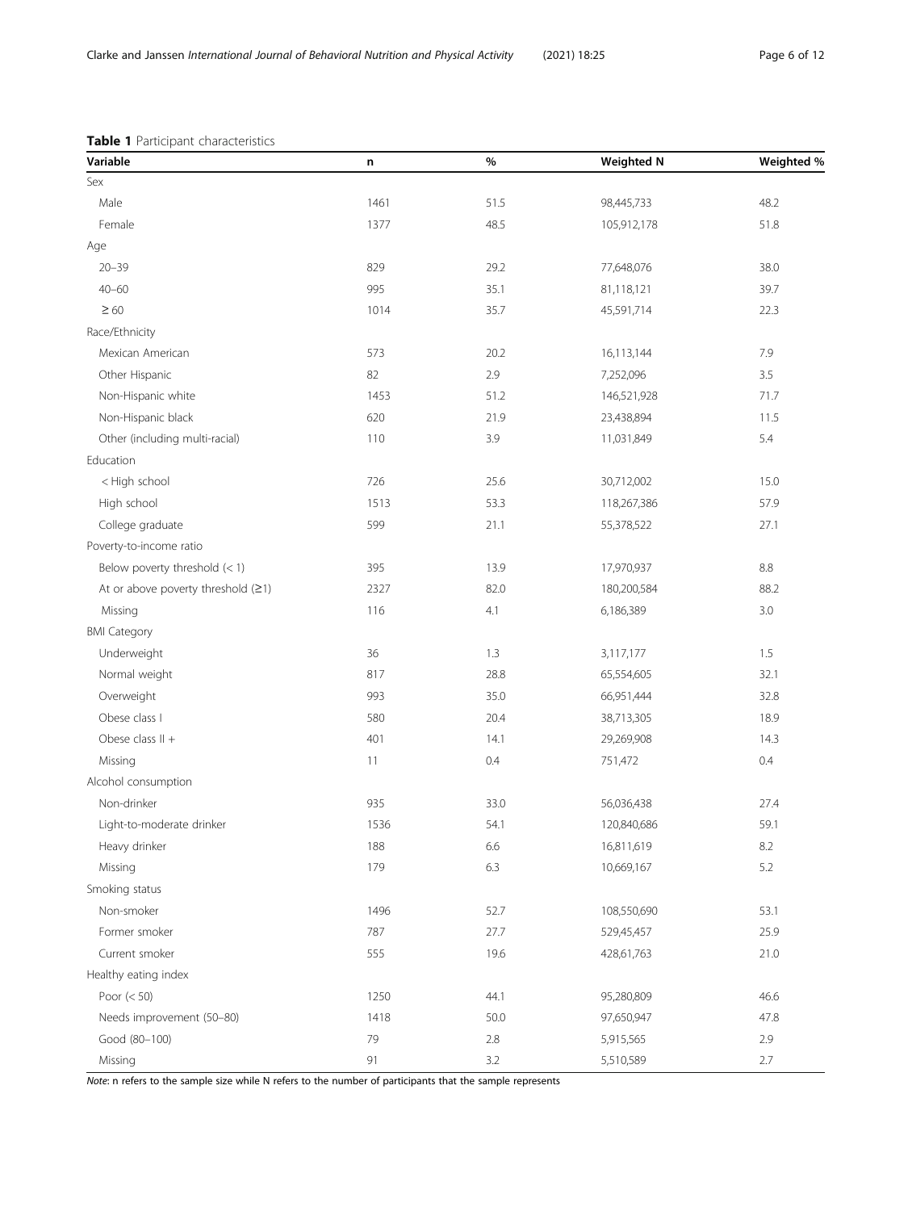**Table 1** Participant characteristics

| Variable | n | % | Weighted N | Weighted % |
| --- | --- | --- | --- | --- |
| Sex | | | | |
| Male | 1461 | 51.5 | 98,445,733 | 48.2 |
| Female | 1377 | 48.5 | 105,912,178 | 51.8 |
| Age | | | | |
| 20–39 | 829 | 29.2 | 77,648,076 | 38.0 |
| 40–60 | 995 | 35.1 | 81,118,121 | 39.7 |
| ≥ 60 | 1014 | 35.7 | 45,591,714 | 22.3 |
| Race/Ethnicity | | | | |
| Mexican American | 573 | 20.2 | 16,113,144 | 7.9 |
| Other Hispanic | 82 | 2.9 | 7,252,096 | 3.5 |
| Non-Hispanic white | 1453 | 51.2 | 146,521,928 | 71.7 |
| Non-Hispanic black | 620 | 21.9 | 23,438,894 | 11.5 |
| Other (including multi-racial) | 110 | 3.9 | 11,031,849 | 5.4 |
| Education | | | | |
| < High school | 726 | 25.6 | 30,712,002 | 15.0 |
| High school | 1513 | 53.3 | 118,267,386 | 57.9 |
| College graduate | 599 | 21.1 | 55,378,522 | 27.1 |
| Poverty-to-income ratio | | | | |
| Below poverty threshold (< 1) | 395 | 13.9 | 17,970,937 | 8.8 |
| At or above poverty threshold (≥1) | 2327 | 82.0 | 180,200,584 | 88.2 |
| Missing | 116 | 4.1 | 6,186,389 | 3.0 |
| BMI Category | | | | |
| Underweight | 36 | 1.3 | 3,117,177 | 1.5 |
| Normal weight | 817 | 28.8 | 65,554,605 | 32.1 |
| Overweight | 993 | 35.0 | 66,951,444 | 32.8 |
| Obese class I | 580 | 20.4 | 38,713,305 | 18.9 |
| Obese class II + | 401 | 14.1 | 29,269,908 | 14.3 |
| Missing | 11 | 0.4 | 751,472 | 0.4 |
| Alcohol consumption | | | | |
| Non-drinker | 935 | 33.0 | 56,036,438 | 27.4 |
| Light-to-moderate drinker | 1536 | 54.1 | 120,840,686 | 59.1 |
| Heavy drinker | 188 | 6.6 | 16,811,619 | 8.2 |
| Missing | 179 | 6.3 | 10,669,167 | 5.2 |
| Smoking status | | | | |
| Non-smoker | 1496 | 52.7 | 108,550,690 | 53.1 |
| Former smoker | 787 | 27.7 | 529,45,457 | 25.9 |
| Current smoker | 555 | 19.6 | 428,61,763 | 21.0 |
| Healthy eating index | | | | |
| Poor (< 50) | 1250 | 44.1 | 95,280,809 | 46.6 |
| Needs improvement (50–80) | 1418 | 50.0 | 97,650,947 | 47.8 |
| Good (80–100) | 79 | 2.8 | 5,915,565 | 2.9 |
| Missing | 91 | 3.2 | 5,510,589 | 2.7 |

*Note*: n refers to the sample size while N refers to the number of participants that the sample represents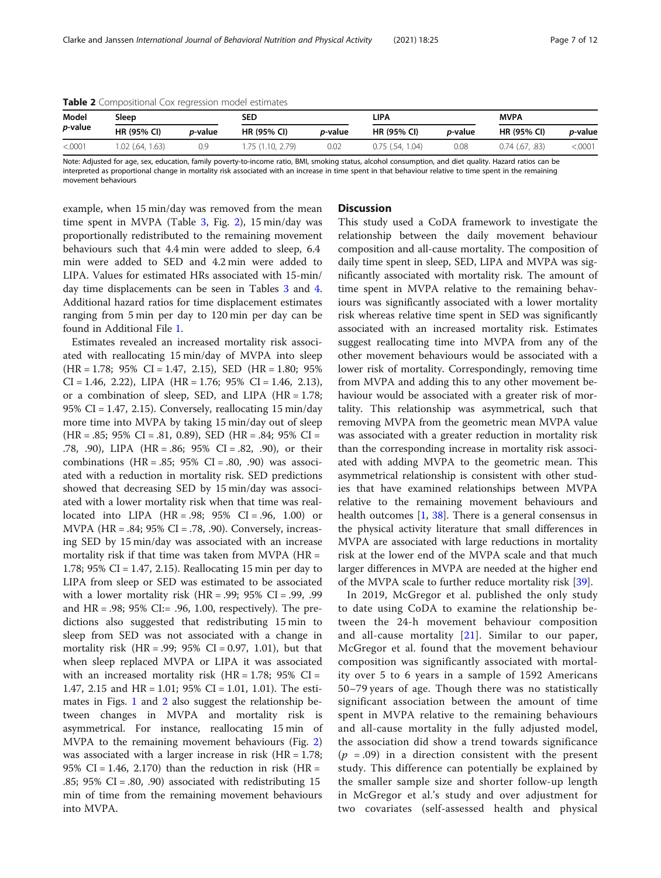**Table 2** Compositional Cox regression model estimates

| Model *p*-value | Sleep | | SED | | LIPA | | MVPA | |
|---|---|---|---|---|---|---|---|---|
| | HR (95% CI) | *p*-value | HR (95% CI) | *p*-value | HR (95% CI) | *p*-value | HR (95% CI) | *p*-value |
| <.0001 | 1.02 (.64, 1.63) | 0.9 | 1.75 (1.10, 2.79) | 0.02 | 0.75 (.54, 1.04) | 0.08 | 0.74 (.67, .83) | <.0001 |

Note: Adjusted for age, sex, education, family poverty-to-income ratio, BMI, smoking status, alcohol consumption, and diet quality. Hazard ratios can be interpreted as proportional change in mortality risk associated with an increase in time spent in that behaviour relative to time spent in the remaining movement behaviours

example, when 15 min/day was removed from the mean time spent in MVPA (Table 3, Fig. 2), 15 min/day was proportionally redistributed to the remaining movement behaviours such that 4.4 min were added to sleep, 6.4 min were added to SED and 4.2 min were added to LIPA. Values for estimated HRs associated with 15-min/day time displacements can be seen in Tables 3 and 4. Additional hazard ratios for time displacement estimates ranging from 5 min per day to 120 min per day can be found in Additional File 1.

Estimates revealed an increased mortality risk associated with reallocating 15 min/day of MVPA into sleep (HR = 1.78; 95% CI = 1.47, 2.15), SED (HR = 1.80; 95% CI = 1.46, 2.22), LIPA (HR = 1.76; 95% CI = 1.46, 2.13), or a combination of sleep, SED, and LIPA (HR = 1.78; 95% CI = 1.47, 2.15). Conversely, reallocating 15 min/day more time into MVPA by taking 15 min/day out of sleep (HR = .85; 95% CI = .81, 0.89), SED (HR = .84; 95% CI = .78, .90), LIPA (HR = .86; 95% CI = .82, .90), or their combinations (HR = .85; 95% CI = .80, .90) was associated with a reduction in mortality risk. SED predictions showed that decreasing SED by 15 min/day was associated with a lower mortality risk when that time was reallocated into LIPA (HR = .98; 95% CI = .96, 1.00) or MVPA (HR = .84; 95% CI = .78, .90). Conversely, increasing SED by 15 min/day was associated with an increase mortality risk if that time was taken from MVPA (HR = 1.78; 95% CI = 1.47, 2.15). Reallocating 15 min per day to LIPA from sleep or SED was estimated to be associated with a lower mortality risk (HR = .99; 95% CI = .99, .99 and HR = .98; 95% CI:= .96, 1.00, respectively). The predictions also suggested that redistributing 15 min to sleep from SED was not associated with a change in mortality risk (HR = .99; 95% CI = 0.97, 1.01), but that when sleep replaced MVPA or LIPA it was associated with an increased mortality risk (HR = 1.78; 95% CI = 1.47, 2.15 and HR = 1.01; 95% CI = 1.01, 1.01). The estimates in Figs. 1 and 2 also suggest the relationship between changes in MVPA and mortality risk is asymmetrical. For instance, reallocating 15 min of MVPA to the remaining movement behaviours (Fig. 2) was associated with a larger increase in risk (HR = 1.78; 95% CI = 1.46, 2.170) than the reduction in risk (HR = .85; 95% CI = .80, .90) associated with redistributing 15 min of time from the remaining movement behaviours into MVPA.

## Discussion

This study used a CoDA framework to investigate the relationship between the daily movement behaviour composition and all-cause mortality. The composition of daily time spent in sleep, SED, LIPA and MVPA was significantly associated with mortality risk. The amount of time spent in MVPA relative to the remaining behaviours was significantly associated with a lower mortality risk whereas relative time spent in SED was significantly associated with an increased mortality risk. Estimates suggest reallocating time into MVPA from any of the other movement behaviours would be associated with a lower risk of mortality. Correspondingly, removing time from MVPA and adding this to any other movement behaviour would be associated with a greater risk of mortality. This relationship was asymmetrical, such that removing MVPA from the geometric mean MVPA value was associated with a greater reduction in mortality risk than the corresponding increase in mortality risk associated with adding MVPA to the geometric mean. This asymmetrical relationship is consistent with other studies that have examined relationships between MVPA relative to the remaining movement behaviours and health outcomes [1, 38]. There is a general consensus in the physical activity literature that small differences in MVPA are associated with large reductions in mortality risk at the lower end of the MVPA scale and that much larger differences in MVPA are needed at the higher end of the MVPA scale to further reduce mortality risk [39].

In 2019, McGregor et al. published the only study to date using CoDA to examine the relationship between the 24-h movement behaviour composition and all-cause mortality [21]. Similar to our paper, McGregor et al. found that the movement behaviour composition was significantly associated with mortality over 5 to 6 years in a sample of 1592 Americans 50–79 years of age. Though there was no statistically significant association between the amount of time spent in MVPA relative to the remaining behaviours and all-cause mortality in the fully adjusted model, the association did show a trend towards significance ($p$ = .09) in a direction consistent with the present study. This difference can potentially be explained by the smaller sample size and shorter follow-up length in McGregor et al.'s study and over adjustment for two covariates (self-assessed health and physical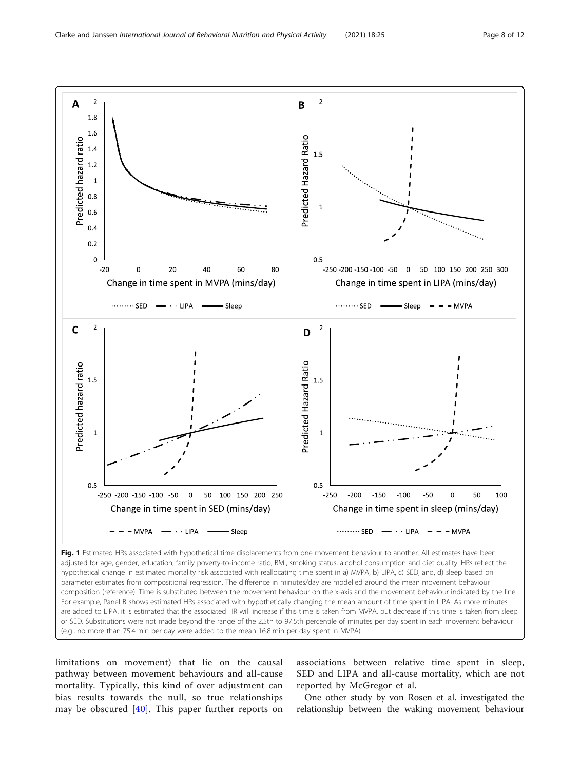**Fig. 1** Estimated HRs associated with hypothetical time displacements from one movement behaviour to another. All estimates have been adjusted for age, gender, education, family poverty-to-income ratio, BMI, smoking status, alcohol consumption and diet quality. HRs reflect the hypothetical change in estimated mortality risk associated with reallocating time spent in a) MVPA, b) LIPA, c) SED, and, d) sleep based on parameter estimates from compositional regression. The difference in minutes/day are modelled around the mean movement behaviour composition (reference). Time is substituted between the movement behaviour on the x-axis and the movement behaviour indicated by the line. For example, Panel B shows estimated HRs associated with hypothetically changing the mean amount of time spent in LIPA. As more minutes are added to LIPA, it is estimated that the associated HR will increase if this time is taken from MVPA, but decrease if this time is taken from sleep or SED. Substitutions were not made beyond the range of the 2.5th to 97.5th percentile of minutes per day spent in each movement behaviour (e.g., no more than 75.4 min per day were added to the mean 16.8 min per day spent in MVPA)

limitations on movement) that lie on the causal pathway between movement behaviours and all-cause mortality. Typically, this kind of over adjustment can bias results towards the null, so true relationships may be obscured [40]. This paper further reports on associations between relative time spent in sleep, SED and LIPA and all-cause mortality, which are not reported by McGregor et al.

One other study by von Rosen et al. investigated the relationship between the waking movement behaviour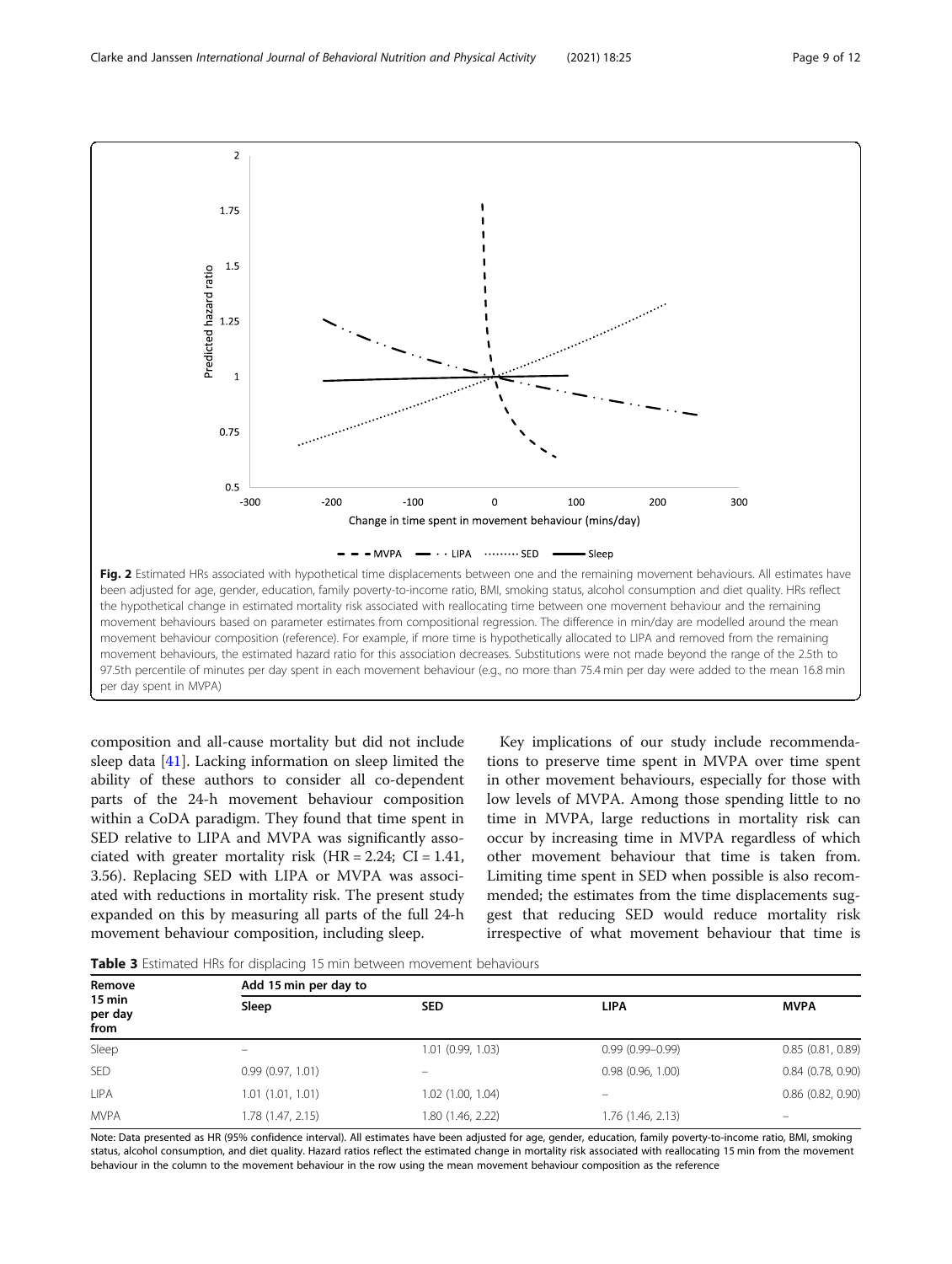**Fig. 2** Estimated HRs associated with hypothetical time displacements between one and the remaining movement behaviours. All estimates have been adjusted for age, gender, education, family poverty-to-income ratio, BMI, smoking status, alcohol consumption and diet quality. HRs reflect the hypothetical change in estimated mortality risk associated with reallocating time between one movement behaviour and the remaining movement behaviours based on parameter estimates from compositional regression. The difference in min/day are modelled around the mean movement behaviour composition (reference). For example, if more time is hypothetically allocated to LIPA and removed from the remaining movement behaviours, the estimated hazard ratio for this association decreases. Substitutions were not made beyond the range of the 2.5th to 97.5th percentile of minutes per day spent in each movement behaviour (e.g., no more than 75.4 min per day were added to the mean 16.8 min per day spent in MVPA)

composition and all-cause mortality but did not include sleep data [41]. Lacking information on sleep limited the ability of these authors to consider all co-dependent parts of the 24-h movement behaviour composition within a CoDA paradigm. They found that time spent in SED relative to LIPA and MVPA was significantly associated with greater mortality risk (HR = 2.24; CI = 1.41, 3.56). Replacing SED with LIPA or MVPA was associated with reductions in mortality risk. The present study expanded on this by measuring all parts of the full 24-h movement behaviour composition, including sleep.

Key implications of our study include recommendations to preserve time spent in MVPA over time spent in other movement behaviours, especially for those with low levels of MVPA. Among those spending little to no time in MVPA, large reductions in mortality risk can occur by increasing time in MVPA regardless of which other movement behaviour that time is taken from. Limiting time spent in SED when possible is also recommended; the estimates from the time displacements suggest that reducing SED would reduce mortality risk irrespective of what movement behaviour that time is

**Table 3** Estimated HRs for displacing 15 min between movement behaviours

| Remove 15 min per day from | Add 15 min per day to | | | |
|---|---|---|---|---|
| | Sleep | SED | LIPA | MVPA |
| Sleep | – | 1.01 (0.99, 1.03) | 0.99 (0.99–0.99) | 0.85 (0.81, 0.89) |
| SED | 0.99 (0.97, 1.01) | – | 0.98 (0.96, 1.00) | 0.84 (0.78, 0.90) |
| LIPA | 1.01 (1.01, 1.01) | 1.02 (1.00, 1.04) | – | 0.86 (0.82, 0.90) |
| MVPA | 1.78 (1.47, 2.15) | 1.80 (1.46, 2.22) | 1.76 (1.46, 2.13) | – |

Note: Data presented as HR (95% confidence interval). All estimates have been adjusted for age, gender, education, family poverty-to-income ratio, BMI, smoking status, alcohol consumption, and diet quality. Hazard ratios reflect the estimated change in mortality risk associated with reallocating 15 min from the movement behaviour in the column to the movement behaviour in the row using the mean movement behaviour composition as the reference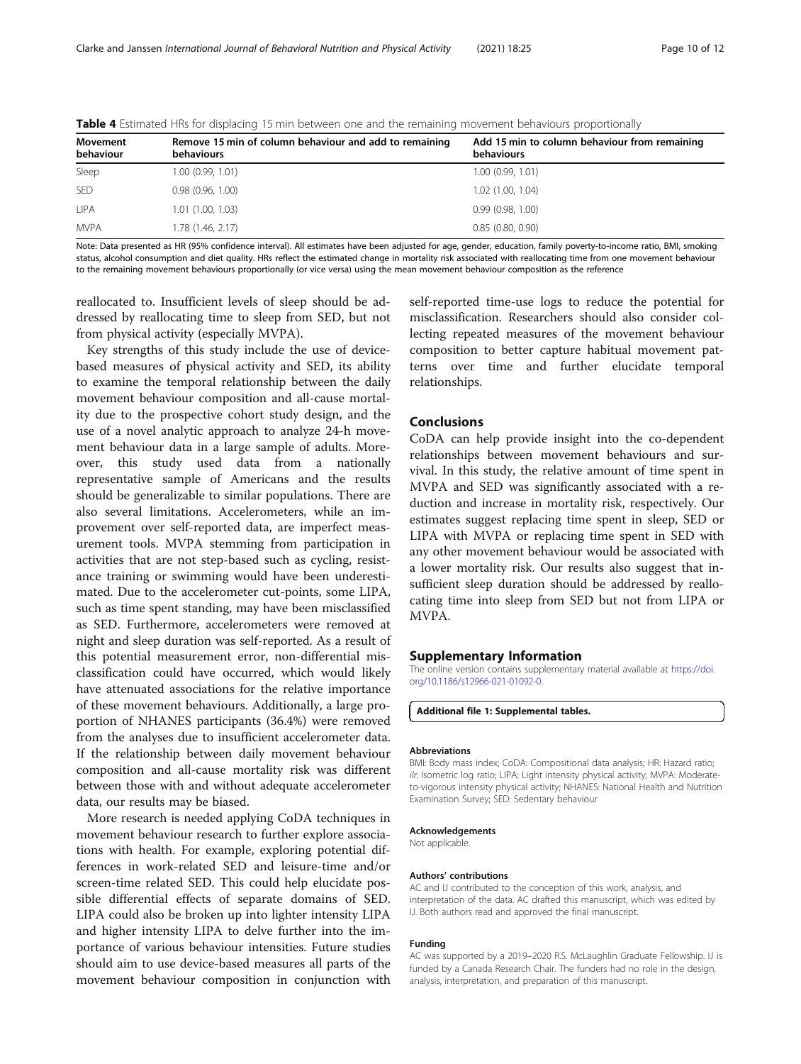**Table 4** Estimated HRs for displacing 15 min between one and the remaining movement behaviours proportionally

| Movement behaviour | Remove 15 min of column behaviour and add to remaining behaviours | Add 15 min to column behaviour from remaining behaviours |
|---|---|---|
| Sleep | 1.00 (0.99, 1.01) | 1.00 (0.99, 1.01) |
| SED | 0.98 (0.96, 1.00) | 1.02 (1.00, 1.04) |
| LIPA | 1.01 (1.00, 1.03) | 0.99 (0.98, 1.00) |
| MVPA | 1.78 (1.46, 2.17) | 0.85 (0.80, 0.90) |

Note: Data presented as HR (95% confidence interval). All estimates have been adjusted for age, gender, education, family poverty-to-income ratio, BMI, smoking status, alcohol consumption and diet quality. HRs reflect the estimated change in mortality risk associated with reallocating time from one movement behaviour to the remaining movement behaviours proportionally (or vice versa) using the mean movement behaviour composition as the reference

reallocated to. Insufficient levels of sleep should be addressed by reallocating time to sleep from SED, but not from physical activity (especially MVPA).

Key strengths of this study include the use of device-based measures of physical activity and SED, its ability to examine the temporal relationship between the daily movement behaviour composition and all-cause mortality due to the prospective cohort study design, and the use of a novel analytic approach to analyze 24-h movement behaviour data in a large sample of adults. Moreover, this study used data from a nationally representative sample of Americans and the results should be generalizable to similar populations. There are also several limitations. Accelerometers, while an improvement over self-reported data, are imperfect measurement tools. MVPA stemming from participation in activities that are not step-based such as cycling, resistance training or swimming would have been underestimated. Due to the accelerometer cut-points, some LIPA, such as time spent standing, may have been misclassified as SED. Furthermore, accelerometers were removed at night and sleep duration was self-reported. As a result of this potential measurement error, non-differential misclassification could have occurred, which would likely have attenuated associations for the relative importance of these movement behaviours. Additionally, a large proportion of NHANES participants (36.4%) were removed from the analyses due to insufficient accelerometer data. If the relationship between daily movement behaviour composition and all-cause mortality risk was different between those with and without adequate accelerometer data, our results may be biased.

More research is needed applying CoDA techniques in movement behaviour research to further explore associations with health. For example, exploring potential differences in work-related SED and leisure-time and/or screen-time related SED. This could help elucidate possible differential effects of separate domains of SED. LIPA could also be broken up into lighter intensity LIPA and higher intensity LIPA to delve further into the importance of various behaviour intensities. Future studies should aim to use device-based measures all parts of the movement behaviour composition in conjunction with self-reported time-use logs to reduce the potential for misclassification. Researchers should also consider collecting repeated measures of the movement behaviour composition to better capture habitual movement patterns over time and further elucidate temporal relationships.

## Conclusions

CoDA can help provide insight into the co-dependent relationships between movement behaviours and survival. In this study, the relative amount of time spent in MVPA and SED was significantly associated with a reduction and increase in mortality risk, respectively. Our estimates suggest replacing time spent in sleep, SED or LIPA with MVPA or replacing time spent in SED with any other movement behaviour would be associated with a lower mortality risk. Our results also suggest that insufficient sleep duration should be addressed by reallocating time into sleep from SED but not from LIPA or MVPA.

## Supplementary Information

The online version contains supplementary material available at https://doi.org/10.1186/s12966-021-01092-0.

**Additional file 1: Supplemental tables.**

#### Abbreviations

BMI: Body mass index; CoDA: Compositional data analysis; HR: Hazard ratio; *ilr*: Isometric log ratio; LIPA: Light intensity physical activity; MVPA: Moderate-to-vigorous intensity physical activity; NHANES: National Health and Nutrition Examination Survey; SED: Sedentary behaviour

#### Acknowledgements

Not applicable.

#### Authors' contributions

AC and IJ contributed to the conception of this work, analysis, and interpretation of the data. AC drafted this manuscript, which was edited by IJ. Both authors read and approved the final manuscript.

#### Funding

AC was supported by a 2019–2020 R.S. McLaughlin Graduate Fellowship. IJ is funded by a Canada Research Chair. The funders had no role in the design, analysis, interpretation, and preparation of this manuscript.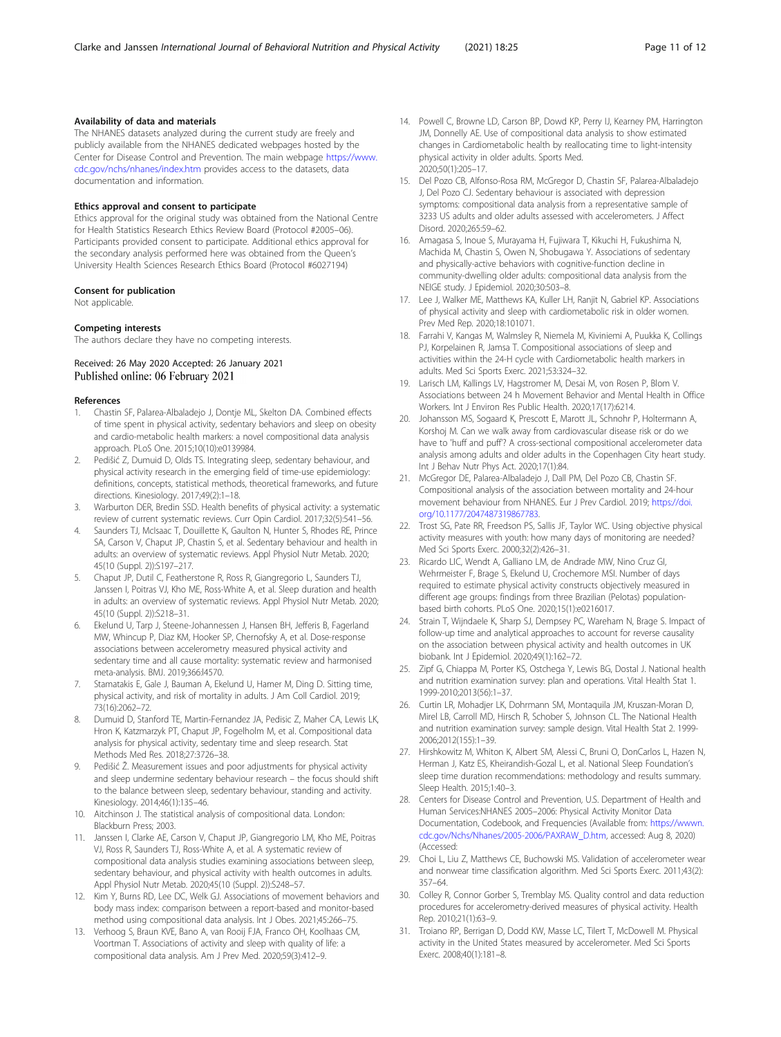#### Availability of data and materials

The NHANES datasets analyzed during the current study are freely and publicly available from the NHANES dedicated webpages hosted by the Center for Disease Control and Prevention. The main webpage https://www.cdc.gov/nchs/nhanes/index.htm provides access to the datasets, data documentation and information.

#### Ethics approval and consent to participate

Ethics approval for the original study was obtained from the National Centre for Health Statistics Research Ethics Review Board (Protocol #2005–06). Participants provided consent to participate. Additional ethics approval for the secondary analysis performed here was obtained from the Queen's University Health Sciences Research Ethics Board (Protocol #6027194)

#### Consent for publication

Not applicable.

#### Competing interests

The authors declare they have no competing interests.

Received: 26 May 2020 Accepted: 26 January 2021
Published online: 06 February 2021

#### References

1. Chastin SF, Palarea-Albaladejo J, Dontje ML, Skelton DA. Combined effects of time spent in physical activity, sedentary behaviors and sleep on obesity and cardio-metabolic health markers: a novel compositional data analysis approach. PLoS One. 2015;10(10):e0139984.
2. Pedišić Ž, Dumuid D, Olds TS. Integrating sleep, sedentary behaviour, and physical activity research in the emerging field of time-use epidemiology: definitions, concepts, statistical methods, theoretical frameworks, and future directions. Kinesiology. 2017;49(2):1–18.
3. Warburton DER, Bredin SSD. Health benefits of physical activity: a systematic review of current systematic reviews. Curr Opin Cardiol. 2017;32(5):541–56.
4. Saunders TJ, McIsaac T, Douillette K, Gaulton N, Hunter S, Rhodes RE, Prince SA, Carson V, Chaput JP, Chastin S, et al. Sedentary behaviour and health in adults: an overview of systematic reviews. Appl Physiol Nutr Metab. 2020; 45(10 (Suppl. 2)):S197–217.
5. Chaput JP, Dutil C, Featherstone R, Ross R, Giangregorio L, Saunders TJ, Janssen I, Poitras VJ, Kho ME, Ross-White A, et al. Sleep duration and health in adults: an overview of systematic reviews. Appl Physiol Nutr Metab. 2020; 45(10 (Suppl. 2)):S218–31.
6. Ekelund U, Tarp J, Steene-Johannessen J, Hansen BH, Jefferis B, Fagerland MW, Whincup P, Diaz KM, Hooker SP, Chernofsky A, et al. Dose-response associations between accelerometry measured physical activity and sedentary time and all cause mortality: systematic review and harmonised meta-analysis. BMJ. 2019;366:l4570.
7. Stamatakis E, Gale J, Bauman A, Ekelund U, Hamer M, Ding D. Sitting time, physical activity, and risk of mortality in adults. J Am Coll Cardiol. 2019; 73(16):2062–72.
8. Dumuid D, Stanford TE, Martin-Fernandez JA, Pedisic Z, Maher CA, Lewis LK, Hron K, Katzmarzyk PT, Chaput JP, Fogelholm M, et al. Compositional data analysis for physical activity, sedentary time and sleep research. Stat Methods Med Res. 2018;27:3726–38.
9. Pedišić Ž. Measurement issues and poor adjustments for physical activity and sleep undermine sedentary behaviour research – the focus should shift to the balance between sleep, sedentary behaviour, standing and activity. Kinesiology. 2014;46(1):135–46.
10. Aitchinson J. The statistical analysis of compositional data. London: Blackburn Press; 2003.
11. Janssen I, Clarke AE, Carson V, Chaput JP, Giangregorio LM, Kho ME, Poitras VJ, Ross R, Saunders TJ, Ross-White A, et al. A systematic review of compositional data analysis studies examining associations between sleep, sedentary behaviour, and physical activity with health outcomes in adults. Appl Physiol Nutr Metab. 2020;45(10 (Suppl. 2)):S248–57.
12. Kim Y, Burns RD, Lee DC, Welk GJ. Associations of movement behaviors and body mass index: comparison between a report-based and monitor-based method using compositional data analysis. Int J Obes. 2021;45:266–75.
13. Verhoog S, Braun KVE, Bano A, van Rooij FJA, Franco OH, Koolhaas CM, Voortman T. Associations of activity and sleep with quality of life: a compositional data analysis. Am J Prev Med. 2020;59(3):412–9.
14. Powell C, Browne LD, Carson BP, Dowd KP, Perry IJ, Kearney PM, Harrington JM, Donnelly AE. Use of compositional data analysis to show estimated changes in Cardiometabolic health by reallocating time to light-intensity physical activity in older adults. Sports Med. 2020;50(1):205–17.
15. Del Pozo CB, Alfonso-Rosa RM, McGregor D, Chastin SF, Palarea-Albaladejo J, Del Pozo CJ. Sedentary behaviour is associated with depression symptoms: compositional data analysis from a representative sample of 3233 US adults and older adults assessed with accelerometers. J Affect Disord. 2020;265:59–62.
16. Amagasa S, Inoue S, Murayama H, Fujiwara T, Kikuchi H, Fukushima N, Machida M, Chastin S, Owen N, Shobugawa Y. Associations of sedentary and physically-active behaviors with cognitive-function decline in community-dwelling older adults: compositional data analysis from the NEIGE study. J Epidemiol. 2020;30:503–8.
17. Lee J, Walker ME, Matthews KA, Kuller LH, Ranjit N, Gabriel KP. Associations of physical activity and sleep with cardiometabolic risk in older women. Prev Med Rep. 2020;18:101071.
18. Farrahi V, Kangas M, Walmsley R, Niemela M, Kiviniemi A, Puukka K, Collings PJ, Korpelainen R, Jamsa T. Compositional associations of sleep and activities within the 24-H cycle with Cardiometabolic health markers in adults. Med Sci Sports Exerc. 2021;53:324–32.
19. Larisch LM, Kallings LV, Hagstromer M, Desai M, von Rosen P, Blom V. Associations between 24 h Movement Behavior and Mental Health in Office Workers. Int J Environ Res Public Health. 2020;17(17):6214.
20. Johansson MS, Sogaard K, Prescott E, Marott JL, Schnohr P, Holtermann A, Korshoj M. Can we walk away from cardiovascular disease risk or do we have to 'huff and puff'? A cross-sectional compositional accelerometer data analysis among adults and older adults in the Copenhagen City heart study. Int J Behav Nutr Phys Act. 2020;17(1):84.
21. McGregor DE, Palarea-Albaladejo J, Dall PM, Del Pozo CB, Chastin SF. Compositional analysis of the association between mortality and 24-hour movement behaviour from NHANES. Eur J Prev Cardiol. 2019; https://doi.org/10.1177/2047487319867783.
22. Trost SG, Pate RR, Freedson PS, Sallis JF, Taylor WC. Using objective physical activity measures with youth: how many days of monitoring are needed? Med Sci Sports Exerc. 2000;32(2):426–31.
23. Ricardo LIC, Wendt A, Galliano LM, de Andrade MW, Nino Cruz GI, Wehrmeister F, Brage S, Ekelund U, Crochemore MSI. Number of days required to estimate physical activity constructs objectively measured in different age groups: findings from three Brazilian (Pelotas) population-based birth cohorts. PLoS One. 2020;15(1):e0216017.
24. Strain T, Wijndaele K, Sharp SJ, Dempsey PC, Wareham N, Brage S. Impact of follow-up time and analytical approaches to account for reverse causality on the association between physical activity and health outcomes in UK biobank. Int J Epidemiol. 2020;49(1):162–72.
25. Zipf G, Chiappa M, Porter KS, Ostchega Y, Lewis BG, Dostal J. National health and nutrition examination survey: plan and operations. Vital Health Stat 1. 1999-2010;2013(56):1–37.
26. Curtin LR, Mohadjer LK, Dohrmann SM, Montaquila JM, Kruszan-Moran D, Mirel LB, Carroll MD, Hirsch R, Schober S, Johnson CL. The National Health and nutrition examination survey: sample design. Vital Health Stat 2. 1999-2006;2012(155):1–39.
27. Hirshkowitz M, Whiton K, Albert SM, Alessi C, Bruni O, DonCarlos L, Hazen N, Herman J, Katz ES, Kheirandish-Gozal L, et al. National Sleep Foundation's sleep time duration recommendations: methodology and results summary. Sleep Health. 2015;1:40–3.
28. Centers for Disease Control and Prevention, U.S. Department of Health and Human Services:NHANES 2005–2006: Physical Activity Monitor Data Documentation, Codebook, and Frequencies (Available from: https://wwwn.cdc.gov/Nchs/Nhanes/2005-2006/PAXRAW_D.htm, accessed: Aug 8, 2020) (Accessed:
29. Choi L, Liu Z, Matthews CE, Buchowski MS. Validation of accelerometer wear and nonwear time classification algorithm. Med Sci Sports Exerc. 2011;43(2): 357–64.
30. Colley R, Connor Gorber S, Tremblay MS. Quality control and data reduction procedures for accelerometry-derived measures of physical activity. Health Rep. 2010;21(1):63–9.
31. Troiano RP, Berrigan D, Dodd KW, Masse LC, Tilert T, McDowell M. Physical activity in the United States measured by accelerometer. Med Sci Sports Exerc. 2008;40(1):181–8.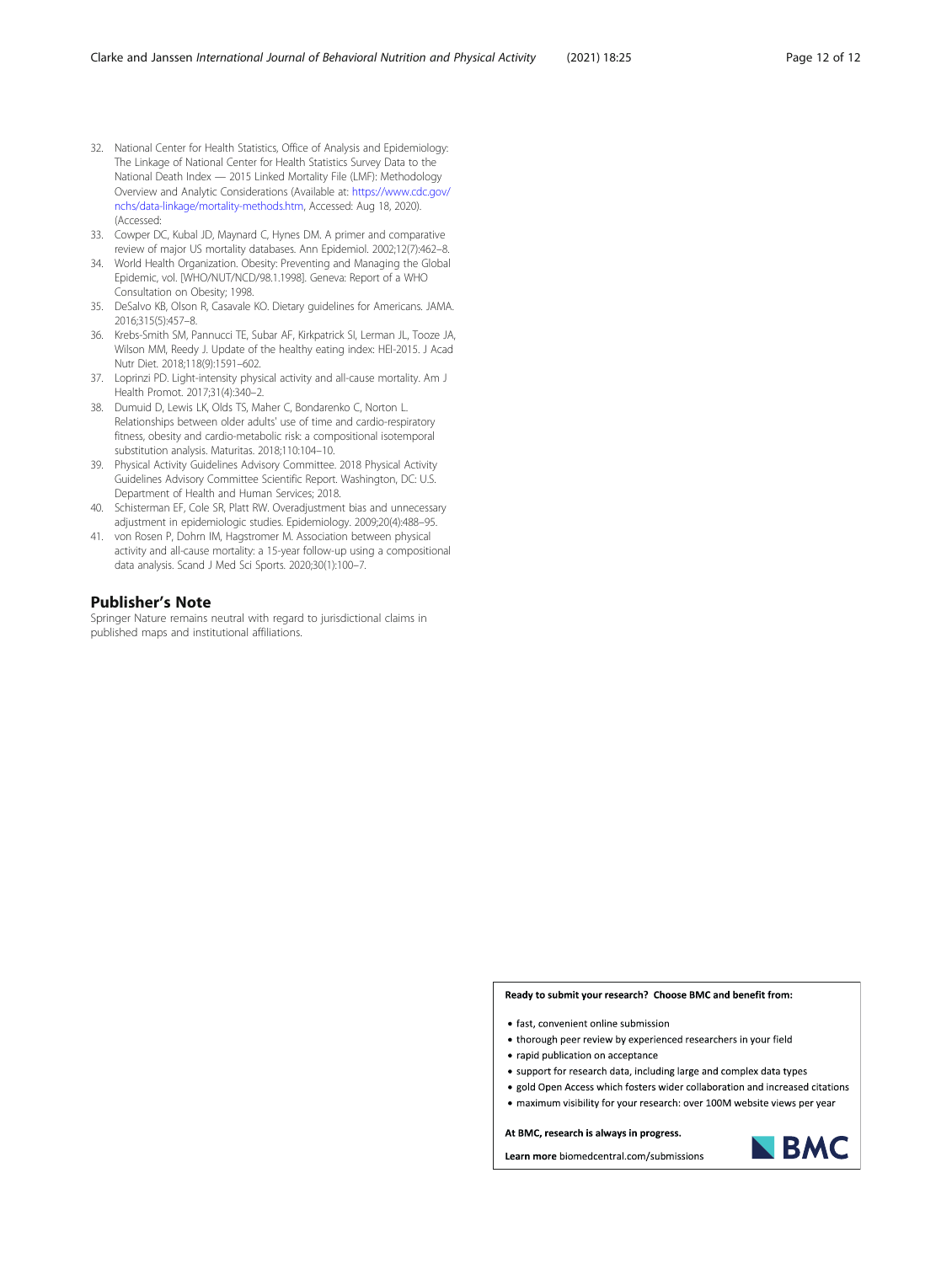32. National Center for Health Statistics, Office of Analysis and Epidemiology: The Linkage of National Center for Health Statistics Survey Data to the National Death Index — 2015 Linked Mortality File (LMF): Methodology Overview and Analytic Considerations (Available at: https://www.cdc.gov/nchs/data-linkage/mortality-methods.htm, Accessed: Aug 18, 2020). (Accessed:
33. Cowper DC, Kubal JD, Maynard C, Hynes DM. A primer and comparative review of major US mortality databases. Ann Epidemiol. 2002;12(7):462–8.
34. World Health Organization. Obesity: Preventing and Managing the Global Epidemic, vol. [WHO/NUT/NCD/98.1.1998]. Geneva: Report of a WHO Consultation on Obesity; 1998.
35. DeSalvo KB, Olson R, Casavale KO. Dietary guidelines for Americans. JAMA. 2016;315(5):457–8.
36. Krebs-Smith SM, Pannucci TE, Subar AF, Kirkpatrick SI, Lerman JL, Tooze JA, Wilson MM, Reedy J. Update of the healthy eating index: HEI-2015. J Acad Nutr Diet. 2018;118(9):1591–602.
37. Loprinzi PD. Light-intensity physical activity and all-cause mortality. Am J Health Promot. 2017;31(4):340–2.
38. Dumuid D, Lewis LK, Olds TS, Maher C, Bondarenko C, Norton L. Relationships between older adults' use of time and cardio-respiratory fitness, obesity and cardio-metabolic risk: a compositional isotemporal substitution analysis. Maturitas. 2018;110:104–10.
39. Physical Activity Guidelines Advisory Committee. 2018 Physical Activity Guidelines Advisory Committee Scientific Report. Washington, DC: U.S. Department of Health and Human Services; 2018.
40. Schisterman EF, Cole SR, Platt RW. Overadjustment bias and unnecessary adjustment in epidemiologic studies. Epidemiology. 2009;20(4):488–95.
41. von Rosen P, Dohrn IM, Hagstromer M. Association between physical activity and all-cause mortality: a 15-year follow-up using a compositional data analysis. Scand J Med Sci Sports. 2020;30(1):100–7.

## Publisher's Note

Springer Nature remains neutral with regard to jurisdictional claims in published maps and institutional affiliations.

**Ready to submit your research? Choose BMC and benefit from:**

- fast, convenient online submission
- thorough peer review by experienced researchers in your field
- rapid publication on acceptance
- support for research data, including large and complex data types
- gold Open Access which fosters wider collaboration and increased citations
- maximum visibility for your research: over 100M website views per year

**At BMC, research is always in progress.**

**Learn more** biomedcentral.com/submissions

BMC